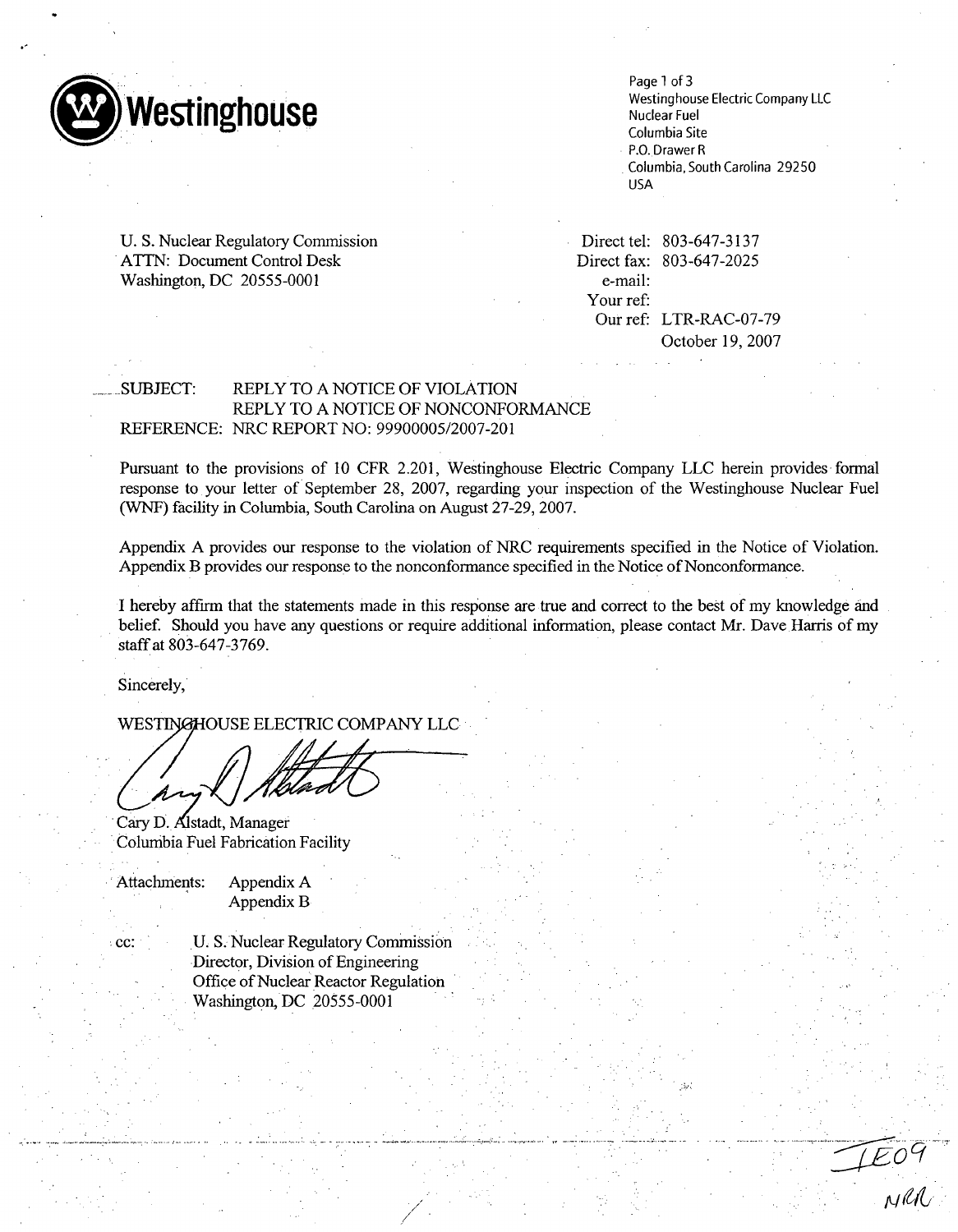**Westinghouse**

Westinghouse Electric Company LLC
Nuclear Fuel
Columbia Site
P.O. Drawer R
Columbia, South Carolina 29250
USA

U. S. Nuclear Regulatory Commission
ATTN: Document Control Desk
Washington, DC 20555-0001

Direct tel: 803-647-3137
Direct fax: 803-647-2025
e-mail:
Your ref:
Our ref: LTR-RAC-07-79
October 19, 2007

SUBJECT: REPLY TO A NOTICE OF VIOLATION
REPLY TO A NOTICE OF NONCONFORMANCE
REFERENCE: NRC REPORT NO: 99900005/2007-201

Pursuant to the provisions of 10 CFR 2.201, Westinghouse Electric Company LLC herein provides formal response to your letter of September 28, 2007, regarding your inspection of the Westinghouse Nuclear Fuel (WNF) facility in Columbia, South Carolina on August 27-29, 2007.

Appendix A provides our response to the violation of NRC requirements specified in the Notice of Violation. Appendix B provides our response to the nonconformance specified in the Notice of Nonconformance.

I hereby affirm that the statements made in this response are true and correct to the best of my knowledge and belief. Should you have any questions or require additional information, please contact Mr. Dave Harris of my staff at 803-647-3769.

Sincerely,

WESTINGHOUSE ELECTRIC COMPANY LLC

Cary D. Alstadt, Manager
Columbia Fuel Fabrication Facility

Attachments: Appendix A
Appendix B

cc: U. S. Nuclear Regulatory Commission
Director, Division of Engineering
Office of Nuclear Reactor Regulation
Washington, DC 20555-0001

IE09
NRR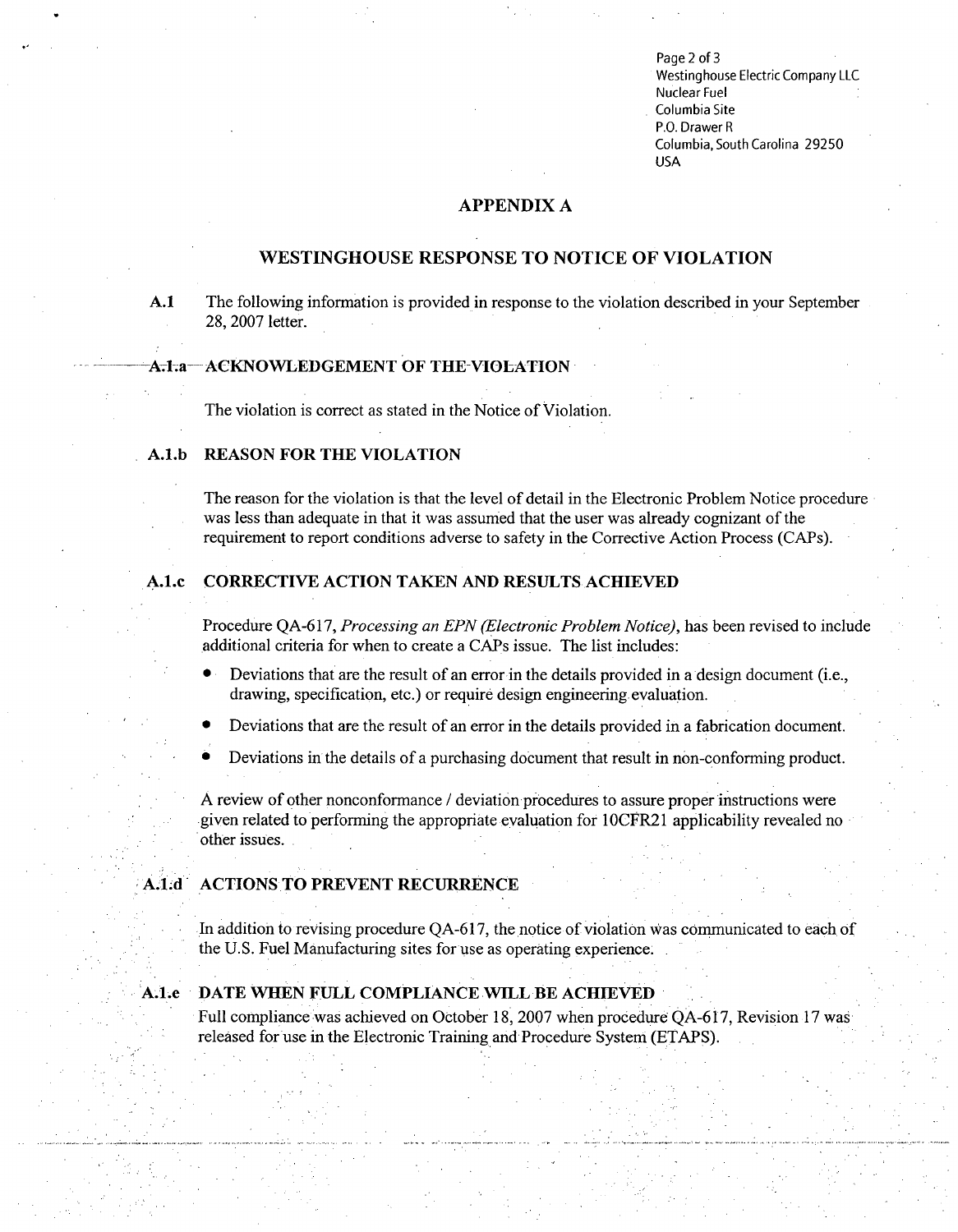Westinghouse Electric Company LLC
Nuclear Fuel
Columbia Site
P.O. Drawer R
Columbia, South Carolina 29250
USA

# APPENDIX A

## WESTINGHOUSE RESPONSE TO NOTICE OF VIOLATION

**A.1** The following information is provided in response to the violation described in your September 28, 2007 letter.

### A.1.a ACKNOWLEDGEMENT OF THE VIOLATION

The violation is correct as stated in the Notice of Violation.

### A.1.b REASON FOR THE VIOLATION

The reason for the violation is that the level of detail in the Electronic Problem Notice procedure was less than adequate in that it was assumed that the user was already cognizant of the requirement to report conditions adverse to safety in the Corrective Action Process (CAPs).

### A.1.c CORRECTIVE ACTION TAKEN AND RESULTS ACHIEVED

Procedure QA-617, *Processing an EPN (Electronic Problem Notice)*, has been revised to include additional criteria for when to create a CAPs issue. The list includes:

- Deviations that are the result of an error in the details provided in a design document (i.e., drawing, specification, etc.) or require design engineering evaluation.
- Deviations that are the result of an error in the details provided in a fabrication document.
- Deviations in the details of a purchasing document that result in non-conforming product.

A review of other nonconformance / deviation procedures to assure proper instructions were given related to performing the appropriate evaluation for 10CFR21 applicability revealed no other issues.

### A.1.d ACTIONS TO PREVENT RECURRENCE

In addition to revising procedure QA-617, the notice of violation was communicated to each of the U.S. Fuel Manufacturing sites for use as operating experience.

### A.1.e DATE WHEN FULL COMPLIANCE WILL BE ACHIEVED

Full compliance was achieved on October 18, 2007 when procedure QA-617, Revision 17 was released for use in the Electronic Training and Procedure System (ETAPS).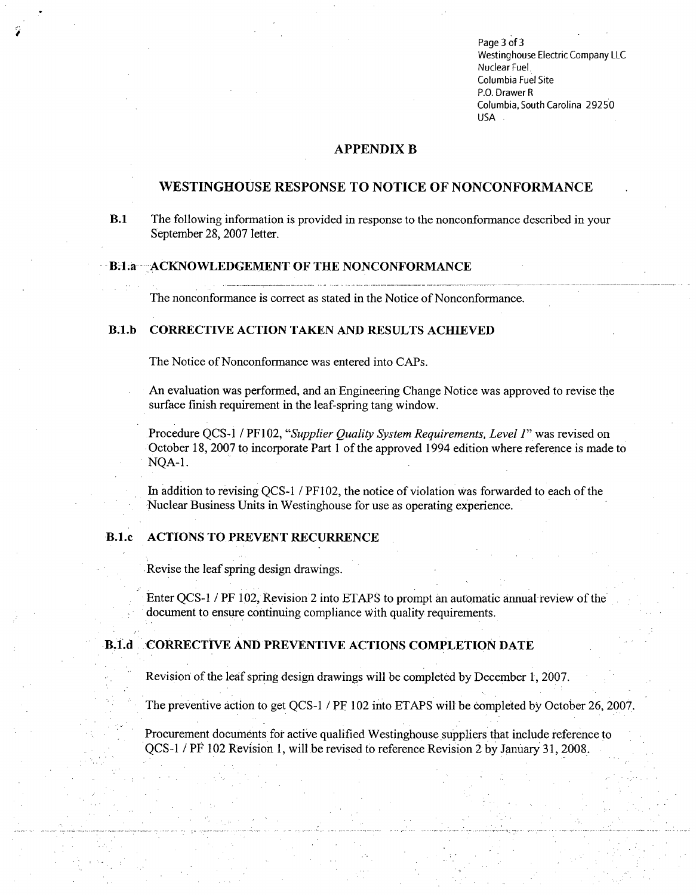Westinghouse Electric Company LLC
Nuclear Fuel
Columbia Fuel Site
P.O. Drawer R
Columbia, South Carolina 29250
USA

## APPENDIX B

## WESTINGHOUSE RESPONSE TO NOTICE OF NONCONFORMANCE

**B.1** The following information is provided in response to the nonconformance described in your September 28, 2007 letter.

### B.1.a ACKNOWLEDGEMENT OF THE NONCONFORMANCE

The nonconformance is correct as stated in the Notice of Nonconformance.

### B.1.b CORRECTIVE ACTION TAKEN AND RESULTS ACHIEVED

The Notice of Nonconformance was entered into CAPs.

An evaluation was performed, and an Engineering Change Notice was approved to revise the surface finish requirement in the leaf-spring tang window.

Procedure QCS-1 / PF102, "*Supplier Quality System Requirements, Level 1*" was revised on October 18, 2007 to incorporate Part 1 of the approved 1994 edition where reference is made to NQA-1.

In addition to revising QCS-1 / PF102, the notice of violation was forwarded to each of the Nuclear Business Units in Westinghouse for use as operating experience.

### B.1.c ACTIONS TO PREVENT RECURRENCE

Revise the leaf spring design drawings.

Enter QCS-1 / PF 102, Revision 2 into ETAPS to prompt an automatic annual review of the document to ensure continuing compliance with quality requirements.

### B.1.d CORRECTIVE AND PREVENTIVE ACTIONS COMPLETION DATE

Revision of the leaf spring design drawings will be completed by December 1, 2007.

The preventive action to get QCS-1 / PF 102 into ETAPS will be completed by October 26, 2007.

Procurement documents for active qualified Westinghouse suppliers that include reference to QCS-1 / PF 102 Revision 1, will be revised to reference Revision 2 by January 31, 2008.